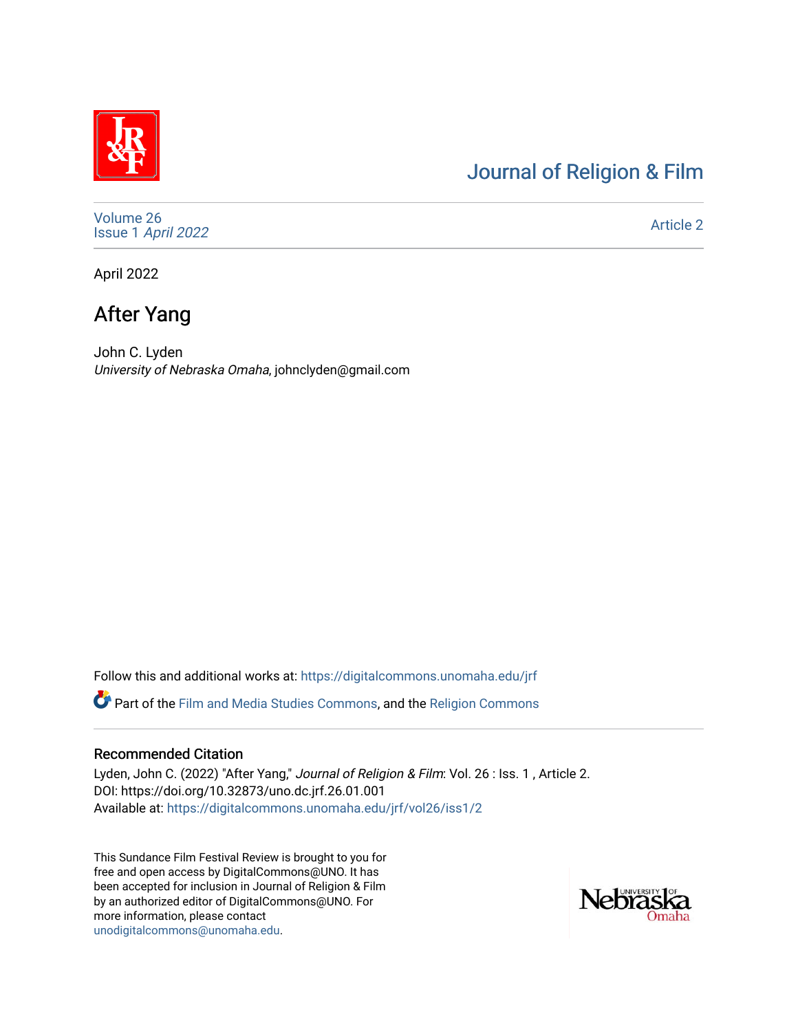# Journal of Religion & Film

Volume 26
Issue 1 *April 2022*

Article 2

April 2022

## After Yang

John C. Lyden
*University of Nebraska Omaha*, johnclyden@gmail.com

Follow this and additional works at: https://digitalcommons.unomaha.edu/jrf

Part of the Film and Media Studies Commons, and the Religion Commons

### Recommended Citation

Lyden, John C. (2022) "After Yang," *Journal of Religion & Film*: Vol. 26 : Iss. 1 , Article 2.
DOI: https://doi.org/10.32873/uno.dc.jrf.26.01.001
Available at: https://digitalcommons.unomaha.edu/jrf/vol26/iss1/2

This Sundance Film Festival Review is brought to you for free and open access by DigitalCommons@UNO. It has been accepted for inclusion in Journal of Religion & Film by an authorized editor of DigitalCommons@UNO. For more information, please contact unodigitalcommons@unomaha.edu.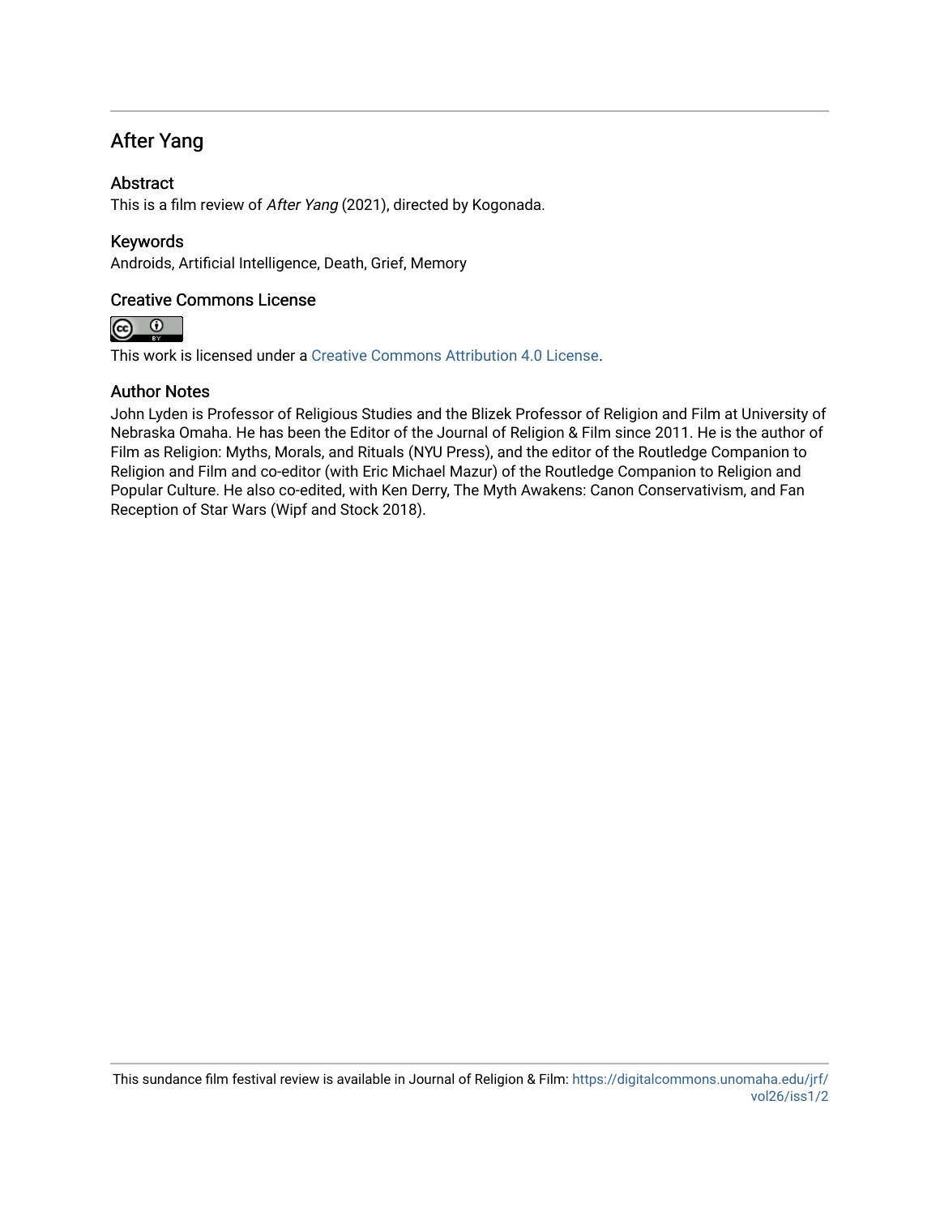## After Yang

### Abstract

This is a film review of *After Yang* (2021), directed by Kogonada.

### Keywords

Androids, Artificial Intelligence, Death, Grief, Memory

### Creative Commons License

This work is licensed under a Creative Commons Attribution 4.0 License.

### Author Notes

John Lyden is Professor of Religious Studies and the Blizek Professor of Religion and Film at University of Nebraska Omaha. He has been the Editor of the Journal of Religion & Film since 2011. He is the author of Film as Religion: Myths, Morals, and Rituals (NYU Press), and the editor of the Routledge Companion to Religion and Film and co-editor (with Eric Michael Mazur) of the Routledge Companion to Religion and Popular Culture. He also co-edited, with Ken Derry, The Myth Awakens: Canon Conservativism, and Fan Reception of Star Wars (Wipf and Stock 2018).

This sundance film festival review is available in Journal of Religion & Film: https://digitalcommons.unomaha.edu/jrf/vol26/iss1/2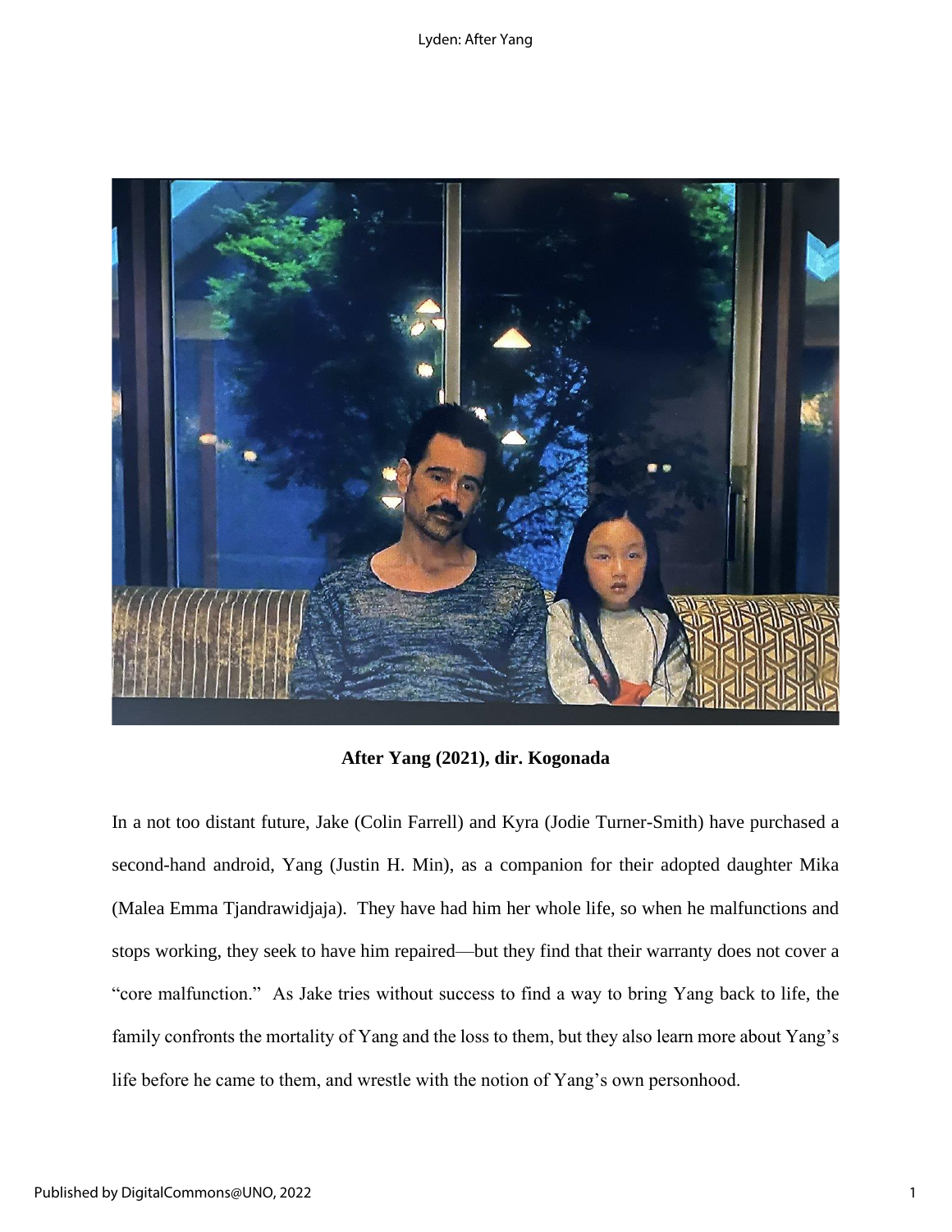**After Yang (2021), dir. Kogonada**

In a not too distant future, Jake (Colin Farrell) and Kyra (Jodie Turner-Smith) have purchased a second-hand android, Yang (Justin H. Min), as a companion for their adopted daughter Mika (Malea Emma Tjandrawidjaja). They have had him her whole life, so when he malfunctions and stops working, they seek to have him repaired—but they find that their warranty does not cover a "core malfunction." As Jake tries without success to find a way to bring Yang back to life, the family confronts the mortality of Yang and the loss to them, but they also learn more about Yang's life before he came to them, and wrestle with the notion of Yang's own personhood.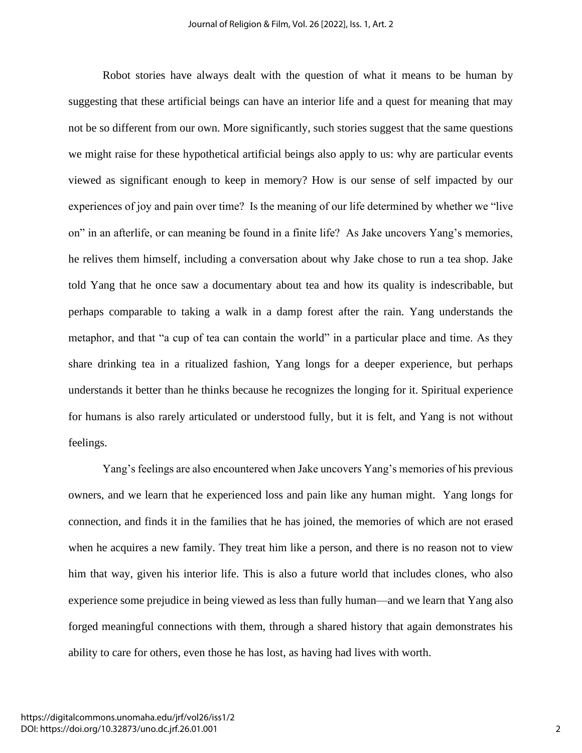Robot stories have always dealt with the question of what it means to be human by suggesting that these artificial beings can have an interior life and a quest for meaning that may not be so different from our own. More significantly, such stories suggest that the same questions we might raise for these hypothetical artificial beings also apply to us: why are particular events viewed as significant enough to keep in memory? How is our sense of self impacted by our experiences of joy and pain over time? Is the meaning of our life determined by whether we "live on" in an afterlife, or can meaning be found in a finite life? As Jake uncovers Yang's memories, he relives them himself, including a conversation about why Jake chose to run a tea shop. Jake told Yang that he once saw a documentary about tea and how its quality is indescribable, but perhaps comparable to taking a walk in a damp forest after the rain. Yang understands the metaphor, and that "a cup of tea can contain the world" in a particular place and time. As they share drinking tea in a ritualized fashion, Yang longs for a deeper experience, but perhaps understands it better than he thinks because he recognizes the longing for it. Spiritual experience for humans is also rarely articulated or understood fully, but it is felt, and Yang is not without feelings.

Yang's feelings are also encountered when Jake uncovers Yang's memories of his previous owners, and we learn that he experienced loss and pain like any human might. Yang longs for connection, and finds it in the families that he has joined, the memories of which are not erased when he acquires a new family. They treat him like a person, and there is no reason not to view him that way, given his interior life. This is also a future world that includes clones, who also experience some prejudice in being viewed as less than fully human—and we learn that Yang also forged meaningful connections with them, through a shared history that again demonstrates his ability to care for others, even those he has lost, as having had lives with worth.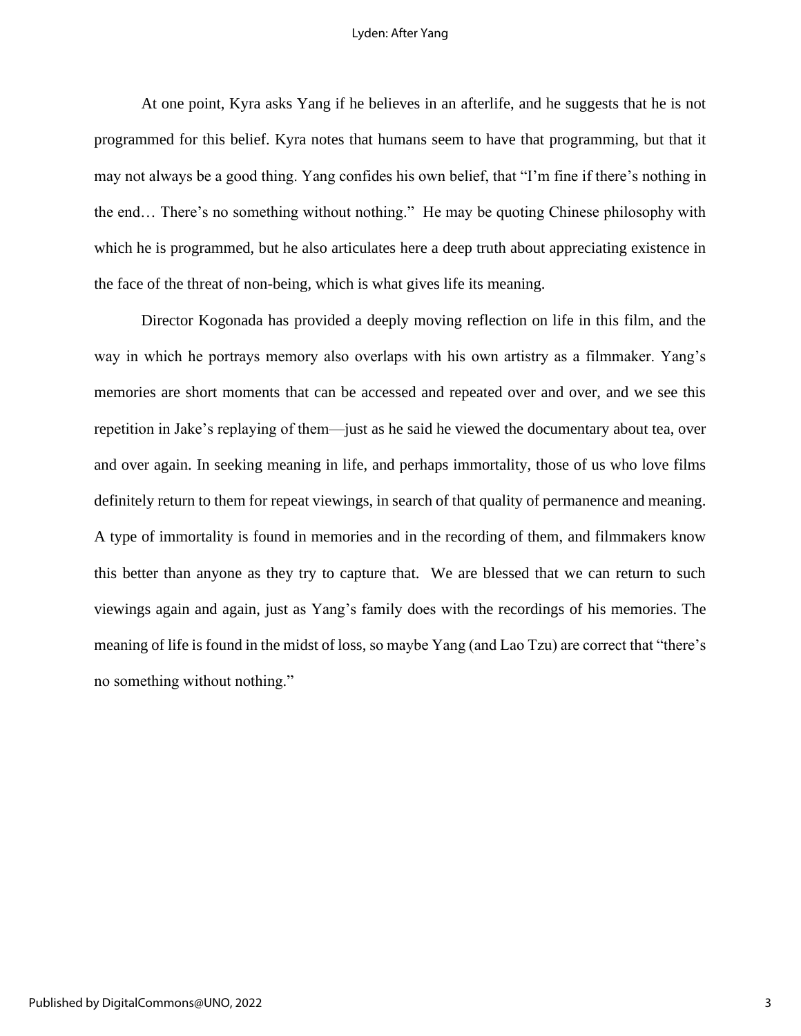At one point, Kyra asks Yang if he believes in an afterlife, and he suggests that he is not programmed for this belief. Kyra notes that humans seem to have that programming, but that it may not always be a good thing. Yang confides his own belief, that "I'm fine if there's nothing in the end… There's no something without nothing." He may be quoting Chinese philosophy with which he is programmed, but he also articulates here a deep truth about appreciating existence in the face of the threat of non-being, which is what gives life its meaning.

Director Kogonada has provided a deeply moving reflection on life in this film, and the way in which he portrays memory also overlaps with his own artistry as a filmmaker. Yang's memories are short moments that can be accessed and repeated over and over, and we see this repetition in Jake's replaying of them—just as he said he viewed the documentary about tea, over and over again. In seeking meaning in life, and perhaps immortality, those of us who love films definitely return to them for repeat viewings, in search of that quality of permanence and meaning. A type of immortality is found in memories and in the recording of them, and filmmakers know this better than anyone as they try to capture that. We are blessed that we can return to such viewings again and again, just as Yang's family does with the recordings of his memories. The meaning of life is found in the midst of loss, so maybe Yang (and Lao Tzu) are correct that "there's no something without nothing."